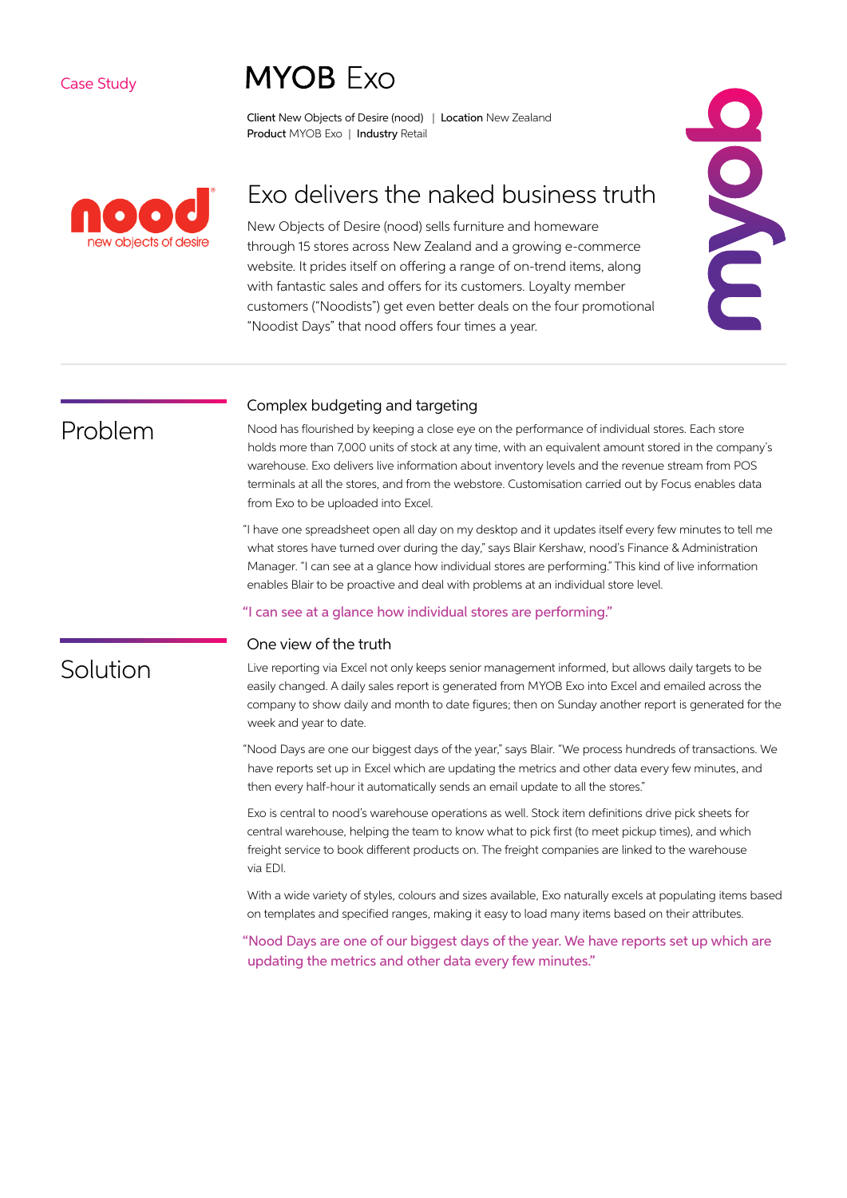Case Study

# MYOB Exo

**Client** New Objects of Desire (nood) | **Location** New Zealand
**Product** MYOB Exo | **Industry** Retail

nood new objects of desire

## Exo delivers the naked business truth

New Objects of Desire (nood) sells furniture and homeware through 15 stores across New Zealand and a growing e-commerce website. It prides itself on offering a range of on-trend items, along with fantastic sales and offers for its customers. Loyalty member customers ("Noodists") get even better deals on the four promotional "Noodist Days" that nood offers four times a year.

## Problem

### Complex budgeting and targeting

Nood has flourished by keeping a close eye on the performance of individual stores. Each store holds more than 7,000 units of stock at any time, with an equivalent amount stored in the company's warehouse. Exo delivers live information about inventory levels and the revenue stream from POS terminals at all the stores, and from the webstore. Customisation carried out by Focus enables data from Exo to be uploaded into Excel.

"I have one spreadsheet open all day on my desktop and it updates itself every few minutes to tell me what stores have turned over during the day," says Blair Kershaw, nood's Finance & Administration Manager. "I can see at a glance how individual stores are performing." This kind of live information enables Blair to be proactive and deal with problems at an individual store level.

"I can see at a glance how individual stores are performing."

## Solution

### One view of the truth

Live reporting via Excel not only keeps senior management informed, but allows daily targets to be easily changed. A daily sales report is generated from MYOB Exo into Excel and emailed across the company to show daily and month to date figures; then on Sunday another report is generated for the week and year to date.

"Nood Days are one our biggest days of the year," says Blair. "We process hundreds of transactions. We have reports set up in Excel which are updating the metrics and other data every few minutes, and then every half-hour it automatically sends an email update to all the stores."

Exo is central to nood's warehouse operations as well. Stock item definitions drive pick sheets for central warehouse, helping the team to know what to pick first (to meet pickup times), and which freight service to book different products on. The freight companies are linked to the warehouse via EDI.

With a wide variety of styles, colours and sizes available, Exo naturally excels at populating items based on templates and specified ranges, making it easy to load many items based on their attributes.

"Nood Days are one of our biggest days of the year. We have reports set up which are updating the metrics and other data every few minutes."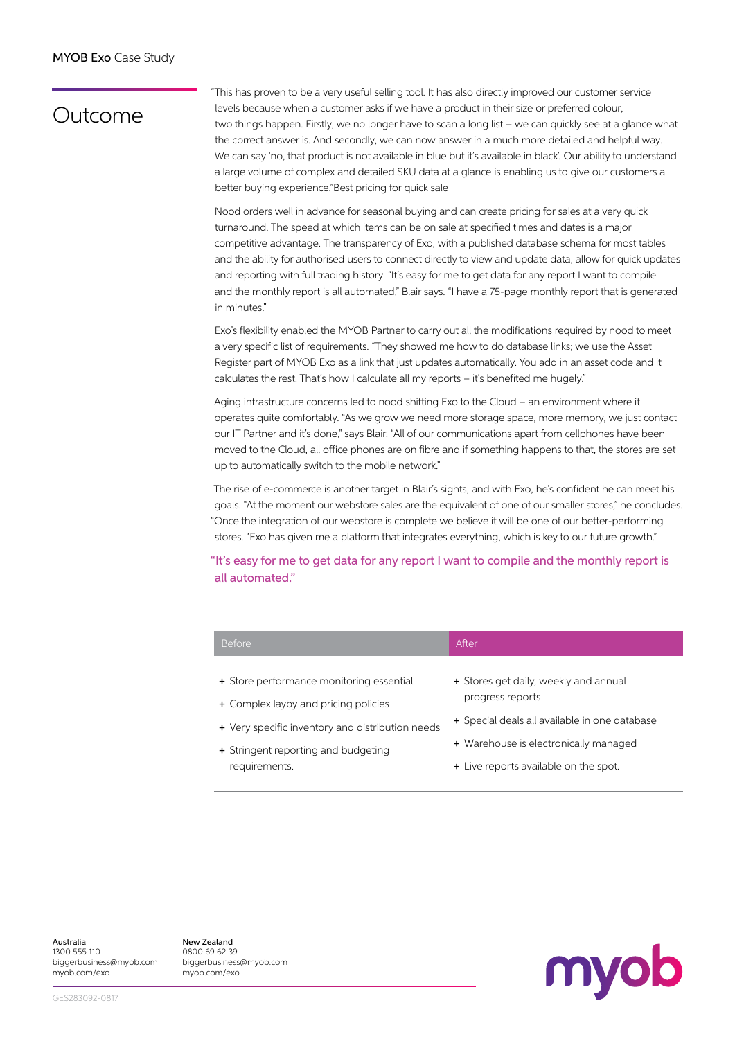## Outcome

"This has proven to be a very useful selling tool. It has also directly improved our customer service levels because when a customer asks if we have a product in their size or preferred colour, two things happen. Firstly, we no longer have to scan a long list – we can quickly see at a glance what the correct answer is. And secondly, we can now answer in a much more detailed and helpful way. We can say 'no, that product is not available in blue but it's available in black'. Our ability to understand a large volume of complex and detailed SKU data at a glance is enabling us to give our customers a better buying experience."Best pricing for quick sale

Nood orders well in advance for seasonal buying and can create pricing for sales at a very quick turnaround. The speed at which items can be on sale at specified times and dates is a major competitive advantage. The transparency of Exo, with a published database schema for most tables and the ability for authorised users to connect directly to view and update data, allow for quick updates and reporting with full trading history. "It's easy for me to get data for any report I want to compile and the monthly report is all automated," Blair says. "I have a 75-page monthly report that is generated in minutes."

Exo's flexibility enabled the MYOB Partner to carry out all the modifications required by nood to meet a very specific list of requirements. "They showed me how to do database links; we use the Asset Register part of MYOB Exo as a link that just updates automatically. You add in an asset code and it calculates the rest. That's how I calculate all my reports – it's benefited me hugely."

Aging infrastructure concerns led to nood shifting Exo to the Cloud – an environment where it operates quite comfortably. "As we grow we need more storage space, more memory, we just contact our IT Partner and it's done," says Blair. "All of our communications apart from cellphones have been moved to the Cloud, all office phones are on fibre and if something happens to that, the stores are set up to automatically switch to the mobile network."

The rise of e-commerce is another target in Blair's sights, and with Exo, he's confident he can meet his goals. "At the moment our webstore sales are the equivalent of one of our smaller stores," he concludes. "Once the integration of our webstore is complete we believe it will be one of our better-performing stores. "Exo has given me a platform that integrates everything, which is key to our future growth."

"It's easy for me to get data for any report I want to compile and the monthly report is all automated."

| Before | After |
|---|---|
| + Store performance monitoring essential<br>+ Complex layby and pricing policies<br>+ Very specific inventory and distribution needs<br>+ Stringent reporting and budgeting requirements. | + Stores get daily, weekly and annual progress reports<br>+ Special deals all available in one database<br>+ Warehouse is electronically managed<br>+ Live reports available on the spot. |

**Australia**
1300 555 110
biggerbusiness@myob.com
myob.com/exo

**New Zealand**
0800 69 62 39
biggerbusiness@myob.com
myob.com/exo

myob

GES283092-0817